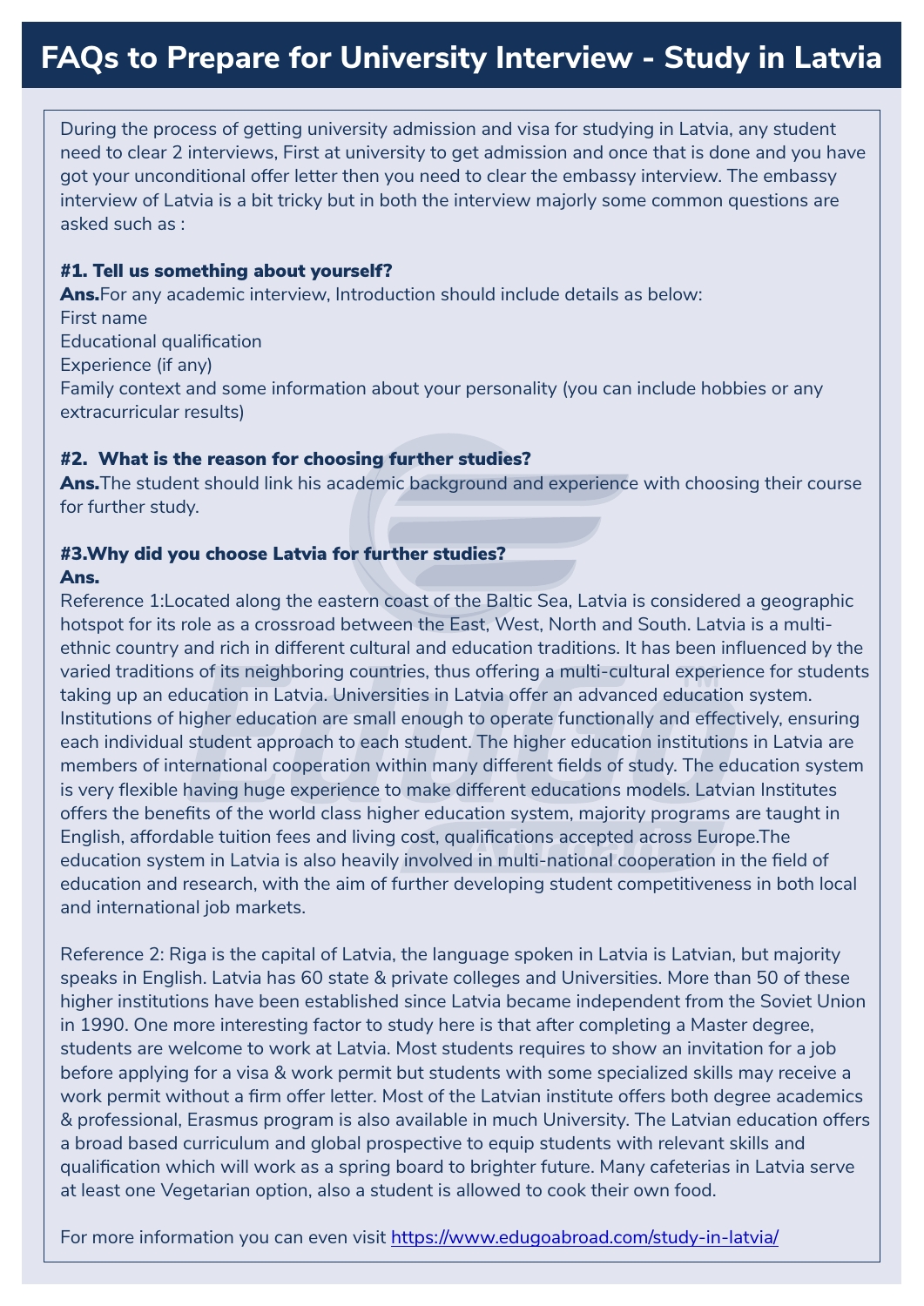# FAQs to Prepare for University Interview - Study in Latvia

During the process of getting university admission and visa for studying in Latvia, any student need to clear 2 interviews, First at university to get admission and once that is done and you have got your unconditional offer letter then you need to clear the embassy interview. The embassy interview of Latvia is a bit tricky but in both the interview majorly some common questions are asked such as :

### #1. Tell us something about yourself?

**Ans.**For any academic interview, Introduction should include details as below:
First name
Educational qualification
Experience (if any)
Family context and some information about your personality (you can include hobbies or any extracurricular results)

### #2. What is the reason for choosing further studies?

**Ans.**The student should link his academic background and experience with choosing their course for further study.

### #3.Why did you choose Latvia for further studies?

**Ans.**

Reference 1:Located along the eastern coast of the Baltic Sea, Latvia is considered a geographic hotspot for its role as a crossroad between the East, West, North and South. Latvia is a multi-ethnic country and rich in different cultural and education traditions. It has been influenced by the varied traditions of its neighboring countries, thus offering a multi-cultural experience for students taking up an education in Latvia. Universities in Latvia offer an advanced education system. Institutions of higher education are small enough to operate functionally and effectively, ensuring each individual student approach to each student. The higher education institutions in Latvia are members of international cooperation within many different fields of study. The education system is very flexible having huge experience to make different educations models. Latvian Institutes offers the benefits of the world class higher education system, majority programs are taught in English, affordable tuition fees and living cost, qualifications accepted across Europe.The education system in Latvia is also heavily involved in multi-national cooperation in the field of education and research, with the aim of further developing student competitiveness in both local and international job markets.

Reference 2: Riga is the capital of Latvia, the language spoken in Latvia is Latvian, but majority speaks in English. Latvia has 60 state & private colleges and Universities. More than 50 of these higher institutions have been established since Latvia became independent from the Soviet Union in 1990. One more interesting factor to study here is that after completing a Master degree, students are welcome to work at Latvia. Most students requires to show an invitation for a job before applying for a visa & work permit but students with some specialized skills may receive a work permit without a firm offer letter. Most of the Latvian institute offers both degree academics & professional, Erasmus program is also available in much University. The Latvian education offers a broad based curriculum and global prospective to equip students with relevant skills and qualification which will work as a spring board to brighter future. Many cafeterias in Latvia serve at least one Vegetarian option, also a student is allowed to cook their own food.

For more information you can even visit [https://www.edugoabroad.com/study-in-latvia/](https://www.edugoabroad.com/study-in-latvia/)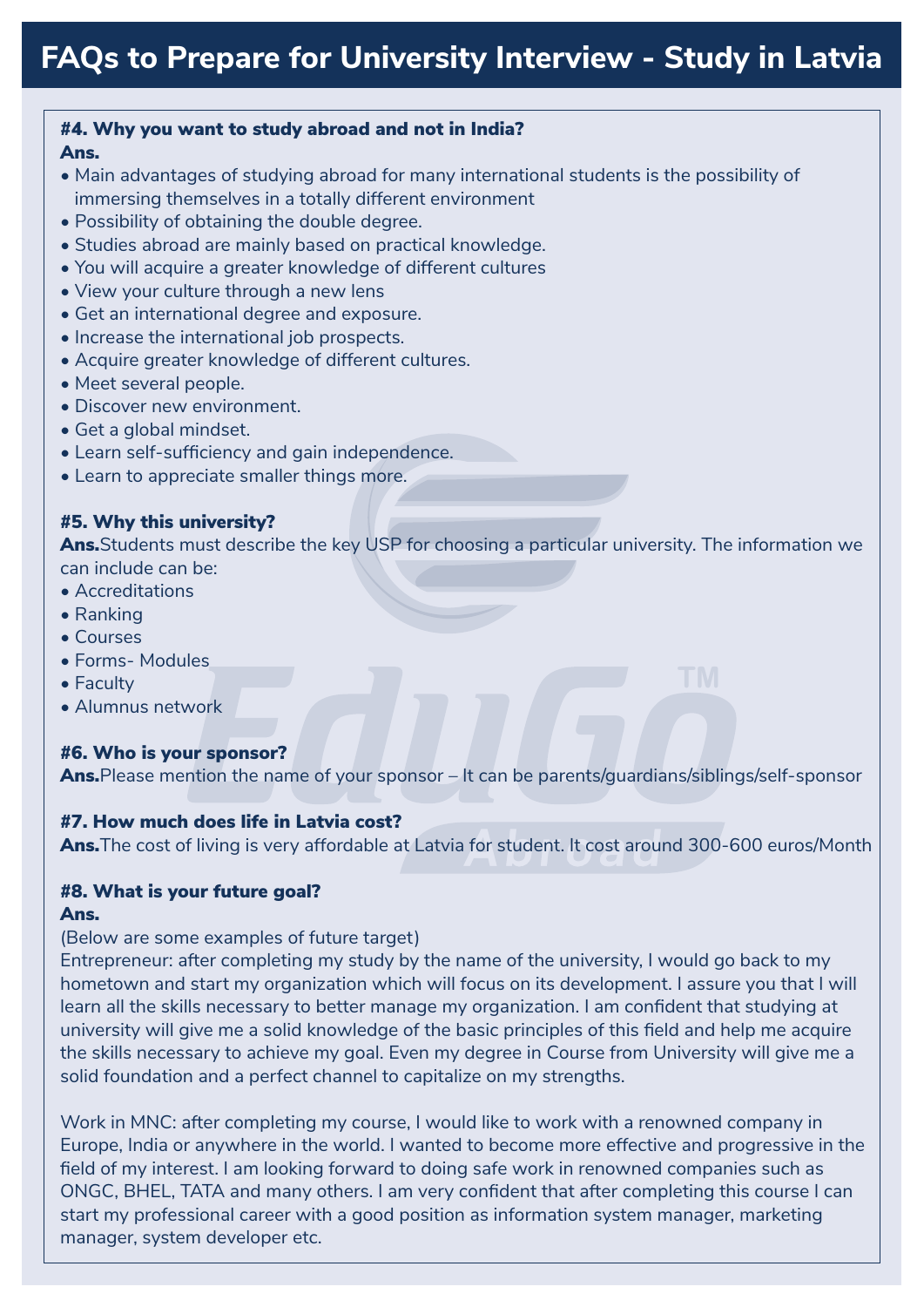# FAQs to Prepare for University Interview - Study in Latvia

**#4. Why you want to study abroad and not in India?**

**Ans.**

- Main advantages of studying abroad for many international students is the possibility of immersing themselves in a totally different environment
- Possibility of obtaining the double degree.
- Studies abroad are mainly based on practical knowledge.
- You will acquire a greater knowledge of different cultures
- View your culture through a new lens
- Get an international degree and exposure.
- Increase the international job prospects.
- Acquire greater knowledge of different cultures.
- Meet several people.
- Discover new environment.
- Get a global mindset.
- Learn self-sufficiency and gain independence.
- Learn to appreciate smaller things more.

**#5. Why this university?**

**Ans.**Students must describe the key USP for choosing a particular university. The information we can include can be:

- Accreditations
- Ranking
- Courses
- Forms- Modules
- Faculty
- Alumnus network

**#6. Who is your sponsor?**

**Ans.**Please mention the name of your sponsor – It can be parents/guardians/siblings/self-sponsor

**#7. How much does life in Latvia cost?**

**Ans.**The cost of living is very affordable at Latvia for student. It cost around 300-600 euros/Month

**#8. What is your future goal?**

**Ans.**

(Below are some examples of future target)

Entrepreneur: after completing my study by the name of the university, I would go back to my hometown and start my organization which will focus on its development. I assure you that I will learn all the skills necessary to better manage my organization. I am confident that studying at university will give me a solid knowledge of the basic principles of this field and help me acquire the skills necessary to achieve my goal. Even my degree in Course from University will give me a solid foundation and a perfect channel to capitalize on my strengths.

Work in MNC: after completing my course, I would like to work with a renowned company in Europe, India or anywhere in the world. I wanted to become more effective and progressive in the field of my interest. I am looking forward to doing safe work in renowned companies such as ONGC, BHEL, TATA and many others. I am very confident that after completing this course I can start my professional career with a good position as information system manager, marketing manager, system developer etc.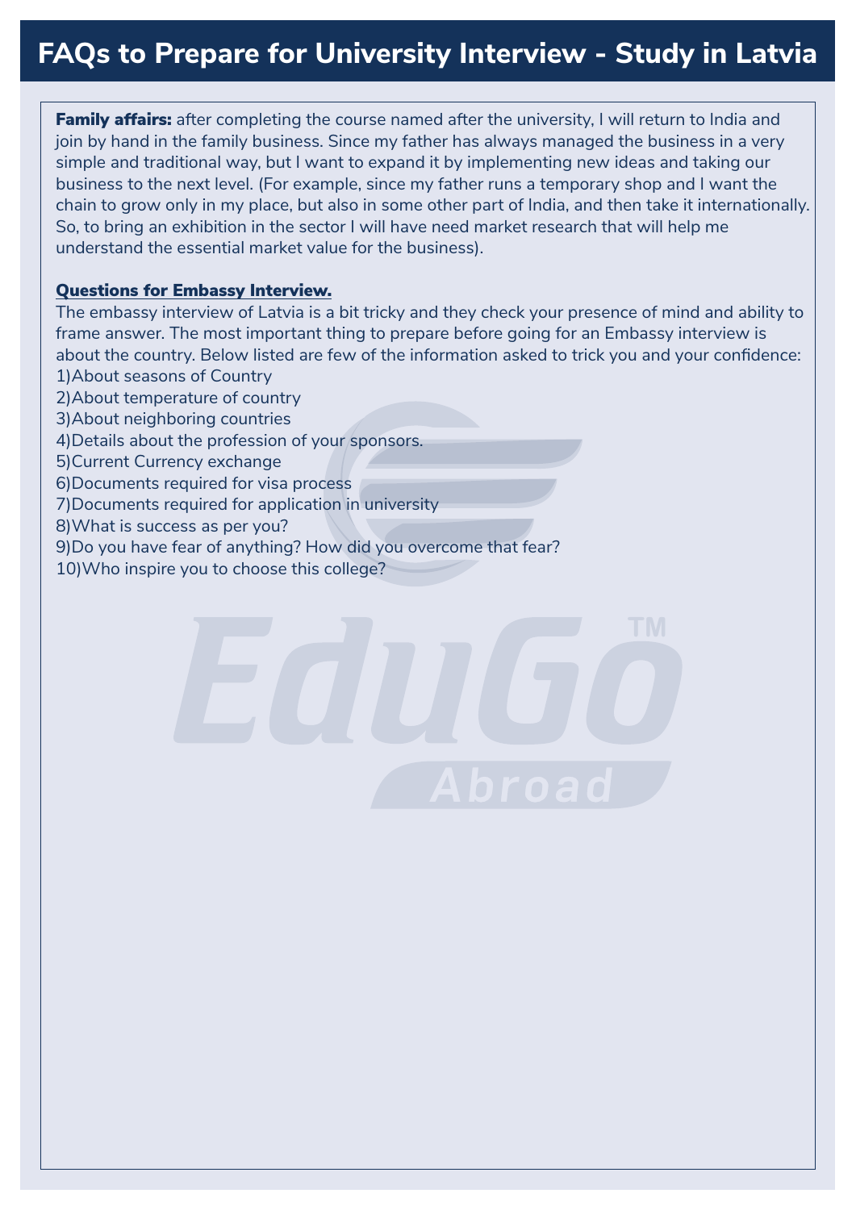# FAQs to Prepare for University Interview - Study in Latvia

**Family affairs:** after completing the course named after the university, I will return to India and join by hand in the family business. Since my father has always managed the business in a very simple and traditional way, but I want to expand it by implementing new ideas and taking our business to the next level. (For example, since my father runs a temporary shop and I want the chain to grow only in my place, but also in some other part of India, and then take it internationally. So, to bring an exhibition in the sector I will have need market research that will help me understand the essential market value for the business).

**Questions for Embassy Interview.**

The embassy interview of Latvia is a bit tricky and they check your presence of mind and ability to frame answer. The most important thing to prepare before going for an Embassy interview is about the country. Below listed are few of the information asked to trick you and your confidence:

1)About seasons of Country
2)About temperature of country
3)About neighboring countries
4)Details about the profession of your sponsors.
5)Current Currency exchange
6)Documents required for visa process
7)Documents required for application in university
8)What is success as per you?
9)Do you have fear of anything? How did you overcome that fear?
10)Who inspire you to choose this college?